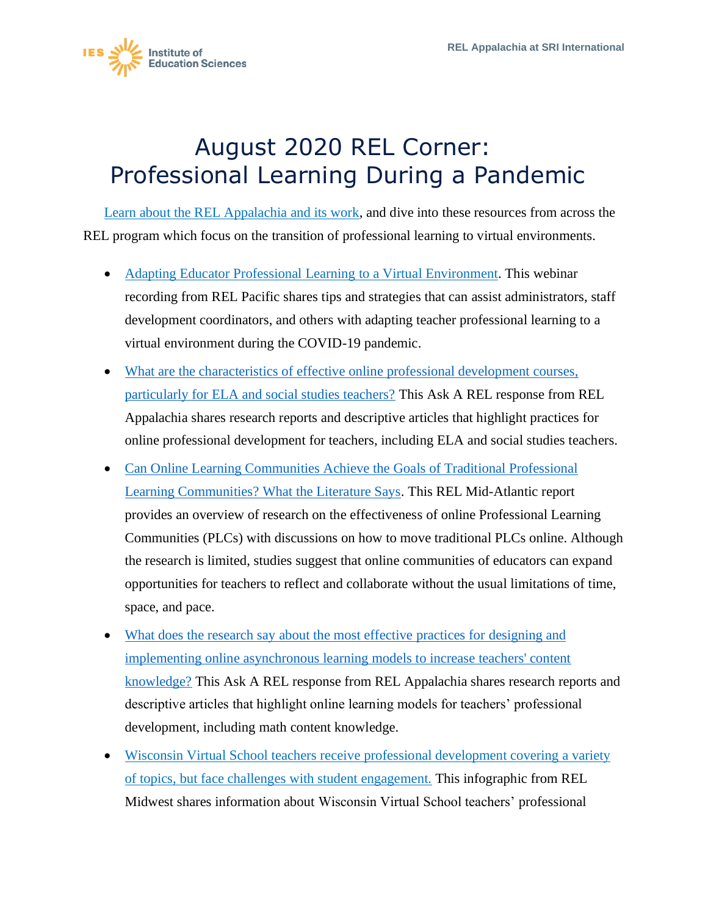# August 2020 REL Corner: Professional Learning During a Pandemic

Learn about the REL Appalachia and its work, and dive into these resources from across the REL program which focus on the transition of professional learning to virtual environments.

- Adapting Educator Professional Learning to a Virtual Environment. This webinar recording from REL Pacific shares tips and strategies that can assist administrators, staff development coordinators, and others with adapting teacher professional learning to a virtual environment during the COVID-19 pandemic.
- What are the characteristics of effective online professional development courses, particularly for ELA and social studies teachers? This Ask A REL response from REL Appalachia shares research reports and descriptive articles that highlight practices for online professional development for teachers, including ELA and social studies teachers.
- Can Online Learning Communities Achieve the Goals of Traditional Professional Learning Communities? What the Literature Says. This REL Mid-Atlantic report provides an overview of research on the effectiveness of online Professional Learning Communities (PLCs) with discussions on how to move traditional PLCs online. Although the research is limited, studies suggest that online communities of educators can expand opportunities for teachers to reflect and collaborate without the usual limitations of time, space, and pace.
- What does the research say about the most effective practices for designing and implementing online asynchronous learning models to increase teachers' content knowledge? This Ask A REL response from REL Appalachia shares research reports and descriptive articles that highlight online learning models for teachers' professional development, including math content knowledge.
- Wisconsin Virtual School teachers receive professional development covering a variety of topics, but face challenges with student engagement. This infographic from REL Midwest shares information about Wisconsin Virtual School teachers' professional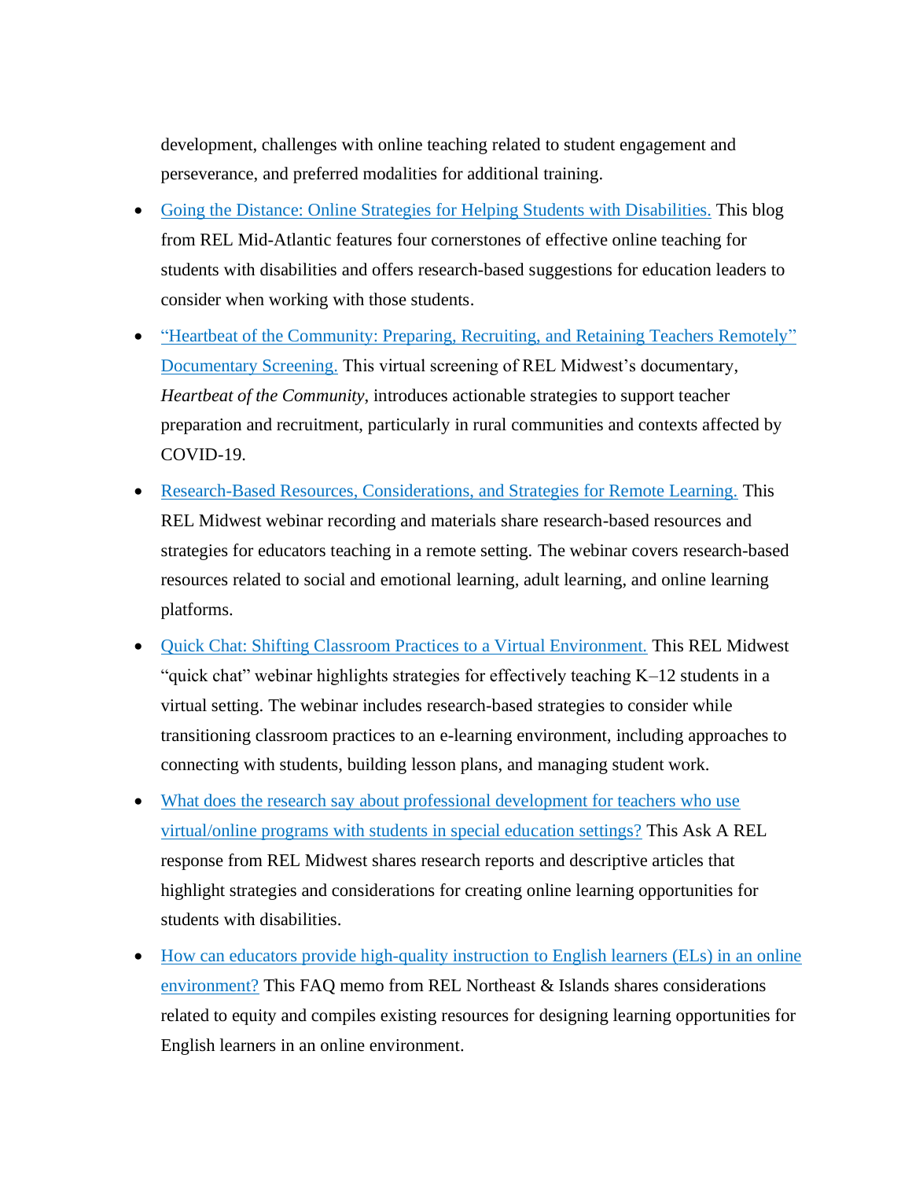development, challenges with online teaching related to student engagement and perseverance, and preferred modalities for additional training.

- Going the Distance: Online Strategies for Helping Students with Disabilities. This blog from REL Mid-Atlantic features four cornerstones of effective online teaching for students with disabilities and offers research-based suggestions for education leaders to consider when working with those students.
- "Heartbeat of the Community: Preparing, Recruiting, and Retaining Teachers Remotely" Documentary Screening. This virtual screening of REL Midwest's documentary, *Heartbeat of the Community*, introduces actionable strategies to support teacher preparation and recruitment, particularly in rural communities and contexts affected by COVID-19.
- Research-Based Resources, Considerations, and Strategies for Remote Learning. This REL Midwest webinar recording and materials share research-based resources and strategies for educators teaching in a remote setting. The webinar covers research-based resources related to social and emotional learning, adult learning, and online learning platforms.
- Quick Chat: Shifting Classroom Practices to a Virtual Environment. This REL Midwest "quick chat" webinar highlights strategies for effectively teaching K–12 students in a virtual setting. The webinar includes research-based strategies to consider while transitioning classroom practices to an e-learning environment, including approaches to connecting with students, building lesson plans, and managing student work.
- What does the research say about professional development for teachers who use virtual/online programs with students in special education settings? This Ask A REL response from REL Midwest shares research reports and descriptive articles that highlight strategies and considerations for creating online learning opportunities for students with disabilities.
- How can educators provide high-quality instruction to English learners (ELs) in an online environment? This FAQ memo from REL Northeast & Islands shares considerations related to equity and compiles existing resources for designing learning opportunities for English learners in an online environment.